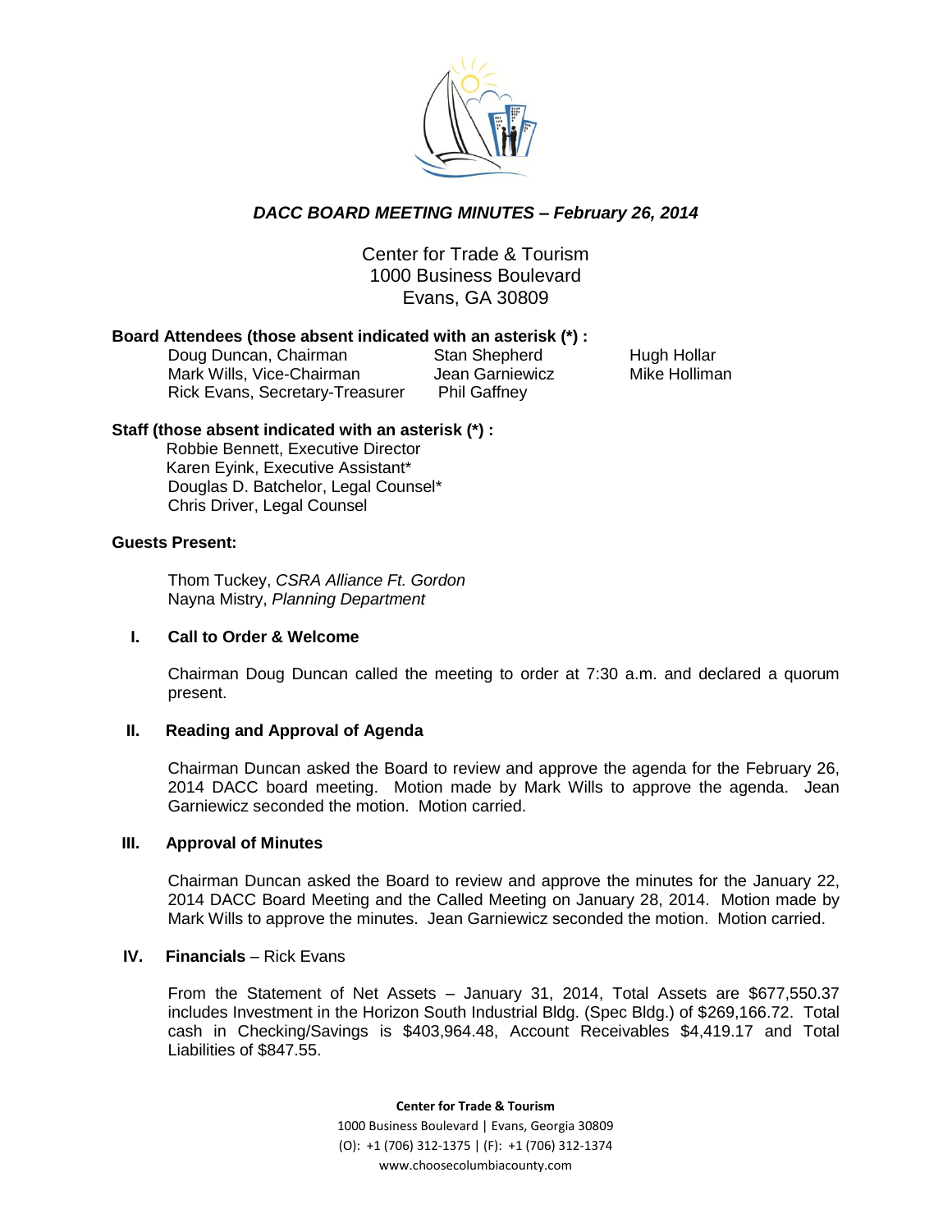# *DACC BOARD MEETING MINUTES – February 26, 2014*

Center for Trade & Tourism
1000 Business Boulevard
Evans, GA 30809

**Board Attendees (those absent indicated with an asterisk (*) :**

Doug Duncan, Chairman
Mark Wills, Vice-Chairman
Rick Evans, Secretary-Treasurer
Stan Shepherd
Jean Garniewicz
Phil Gaffney
Hugh Hollar
Mike Holliman

**Staff (those absent indicated with an asterisk (*) :**

Robbie Bennett, Executive Director
Karen Eyink, Executive Assistant*
Douglas D. Batchelor, Legal Counsel*
Chris Driver, Legal Counsel

**Guests Present:**

Thom Tuckey, *CSRA Alliance Ft. Gordon*
Nayna Mistry, *Planning Department*

## I. Call to Order & Welcome

Chairman Doug Duncan called the meeting to order at 7:30 a.m. and declared a quorum present.

## II. Reading and Approval of Agenda

Chairman Duncan asked the Board to review and approve the agenda for the February 26, 2014 DACC board meeting. Motion made by Mark Wills to approve the agenda. Jean Garniewicz seconded the motion. Motion carried.

## III. Approval of Minutes

Chairman Duncan asked the Board to review and approve the minutes for the January 22, 2014 DACC Board Meeting and the Called Meeting on January 28, 2014. Motion made by Mark Wills to approve the minutes. Jean Garniewicz seconded the motion. Motion carried.

## IV. Financials – Rick Evans

From the Statement of Net Assets – January 31, 2014, Total Assets are $677,550.37 includes Investment in the Horizon South Industrial Bldg. (Spec Bldg.) of $269,166.72. Total cash in Checking/Savings is $403,964.48, Account Receivables $4,419.17 and Total Liabilities of $847.55.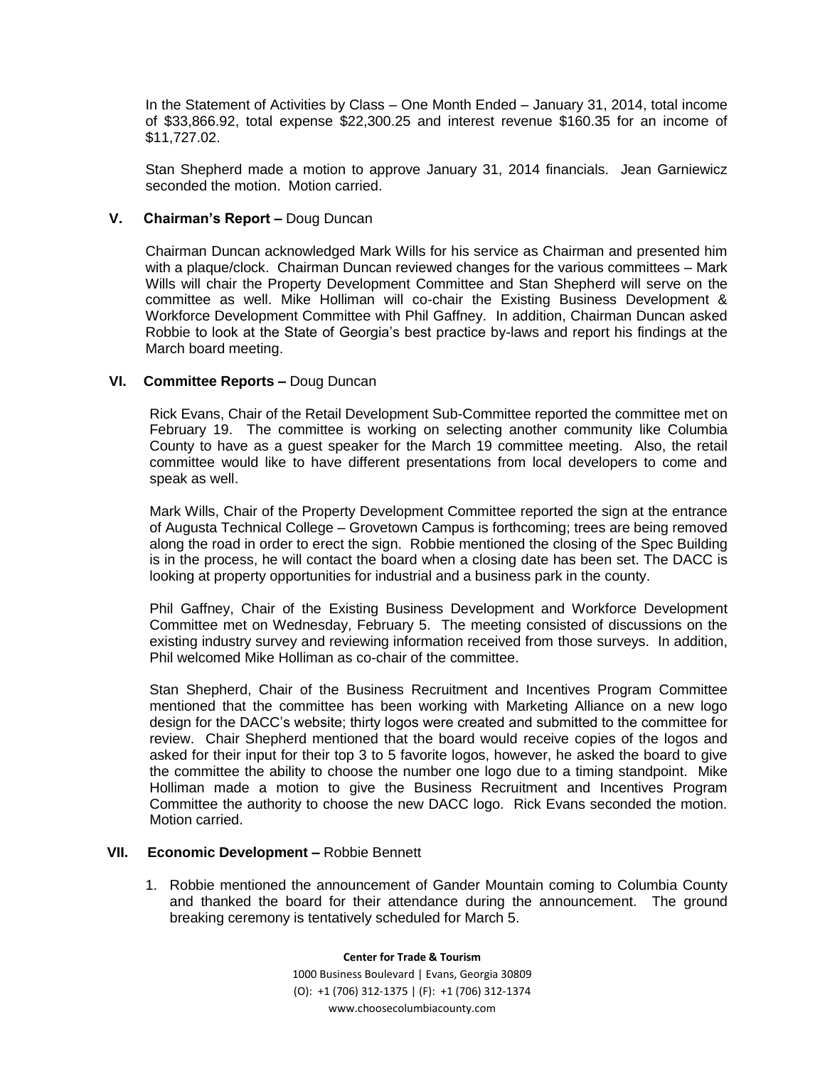In the Statement of Activities by Class – One Month Ended – January 31, 2014, total income of $33,866.92, total expense $22,300.25 and interest revenue $160.35 for an income of $11,727.02.

Stan Shepherd made a motion to approve January 31, 2014 financials. Jean Garniewicz seconded the motion. Motion carried.

## V. Chairman's Report – Doug Duncan

Chairman Duncan acknowledged Mark Wills for his service as Chairman and presented him with a plaque/clock. Chairman Duncan reviewed changes for the various committees – Mark Wills will chair the Property Development Committee and Stan Shepherd will serve on the committee as well. Mike Holliman will co-chair the Existing Business Development & Workforce Development Committee with Phil Gaffney. In addition, Chairman Duncan asked Robbie to look at the State of Georgia's best practice by-laws and report his findings at the March board meeting.

## VI. Committee Reports – Doug Duncan

Rick Evans, Chair of the Retail Development Sub-Committee reported the committee met on February 19. The committee is working on selecting another community like Columbia County to have as a guest speaker for the March 19 committee meeting. Also, the retail committee would like to have different presentations from local developers to come and speak as well.

Mark Wills, Chair of the Property Development Committee reported the sign at the entrance of Augusta Technical College – Grovetown Campus is forthcoming; trees are being removed along the road in order to erect the sign. Robbie mentioned the closing of the Spec Building is in the process, he will contact the board when a closing date has been set. The DACC is looking at property opportunities for industrial and a business park in the county.

Phil Gaffney, Chair of the Existing Business Development and Workforce Development Committee met on Wednesday, February 5. The meeting consisted of discussions on the existing industry survey and reviewing information received from those surveys. In addition, Phil welcomed Mike Holliman as co-chair of the committee.

Stan Shepherd, Chair of the Business Recruitment and Incentives Program Committee mentioned that the committee has been working with Marketing Alliance on a new logo design for the DACC's website; thirty logos were created and submitted to the committee for review. Chair Shepherd mentioned that the board would receive copies of the logos and asked for their input for their top 3 to 5 favorite logos, however, he asked the board to give the committee the ability to choose the number one logo due to a timing standpoint. Mike Holliman made a motion to give the Business Recruitment and Incentives Program Committee the authority to choose the new DACC logo. Rick Evans seconded the motion. Motion carried.

## VII. Economic Development – Robbie Bennett

1. Robbie mentioned the announcement of Gander Mountain coming to Columbia County and thanked the board for their attendance during the announcement. The ground breaking ceremony is tentatively scheduled for March 5.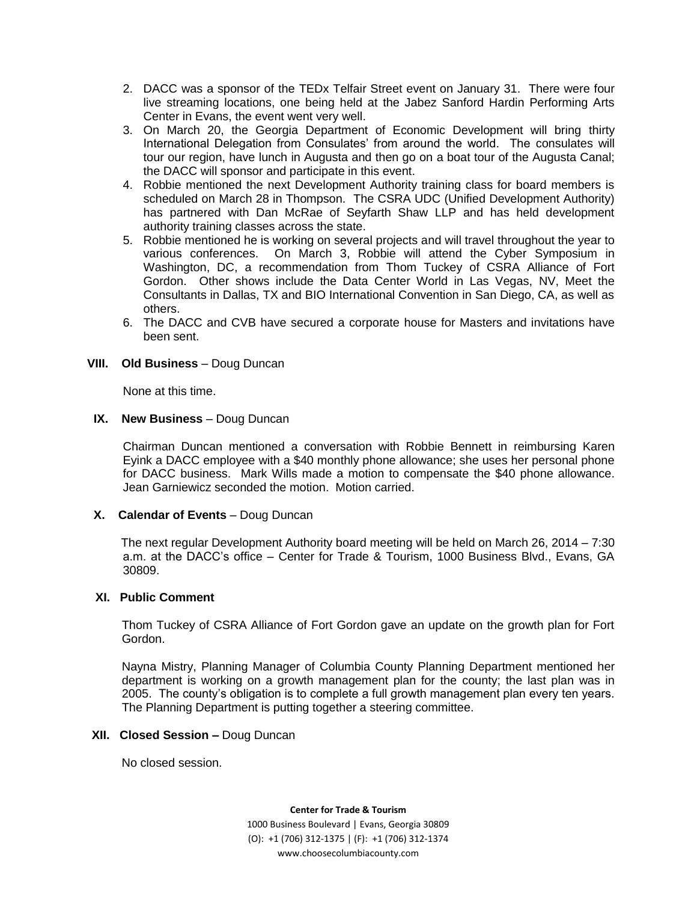2. DACC was a sponsor of the TEDx Telfair Street event on January 31. There were four live streaming locations, one being held at the Jabez Sanford Hardin Performing Arts Center in Evans, the event went very well.
3. On March 20, the Georgia Department of Economic Development will bring thirty International Delegation from Consulates' from around the world. The consulates will tour our region, have lunch in Augusta and then go on a boat tour of the Augusta Canal; the DACC will sponsor and participate in this event.
4. Robbie mentioned the next Development Authority training class for board members is scheduled on March 28 in Thompson. The CSRA UDC (Unified Development Authority) has partnered with Dan McRae of Seyfarth Shaw LLP and has held development authority training classes across the state.
5. Robbie mentioned he is working on several projects and will travel throughout the year to various conferences. On March 3, Robbie will attend the Cyber Symposium in Washington, DC, a recommendation from Thom Tuckey of CSRA Alliance of Fort Gordon. Other shows include the Data Center World in Las Vegas, NV, Meet the Consultants in Dallas, TX and BIO International Convention in San Diego, CA, as well as others.
6. The DACC and CVB have secured a corporate house for Masters and invitations have been sent.

**VIII. Old Business** – Doug Duncan

None at this time.

**IX. New Business** – Doug Duncan

Chairman Duncan mentioned a conversation with Robbie Bennett in reimbursing Karen Eyink a DACC employee with a $40 monthly phone allowance; she uses her personal phone for DACC business. Mark Wills made a motion to compensate the $40 phone allowance. Jean Garniewicz seconded the motion. Motion carried.

**X. Calendar of Events** – Doug Duncan

The next regular Development Authority board meeting will be held on March 26, 2014 – 7:30 a.m. at the DACC's office – Center for Trade & Tourism, 1000 Business Blvd., Evans, GA 30809.

**XI. Public Comment**

Thom Tuckey of CSRA Alliance of Fort Gordon gave an update on the growth plan for Fort Gordon.

Nayna Mistry, Planning Manager of Columbia County Planning Department mentioned her department is working on a growth management plan for the county; the last plan was in 2005. The county's obligation is to complete a full growth management plan every ten years. The Planning Department is putting together a steering committee.

**XII. Closed Session –** Doug Duncan

No closed session.

**Center for Trade & Tourism**
1000 Business Boulevard | Evans, Georgia 30809
(O): +1 (706) 312-1375 | (F): +1 (706) 312-1374
www.choosecolumbiacounty.com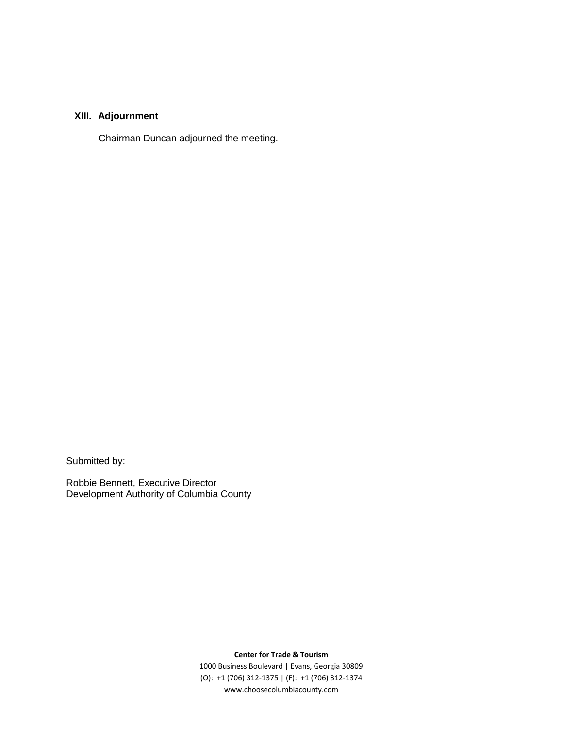## XIII. Adjournment

Chairman Duncan adjourned the meeting.

Submitted by:

Robbie Bennett, Executive Director
Development Authority of Columbia County

**Center for Trade & Tourism**
1000 Business Boulevard | Evans, Georgia 30809
(O): +1 (706) 312-1375 | (F): +1 (706) 312-1374
www.choosecolumbiacounty.com